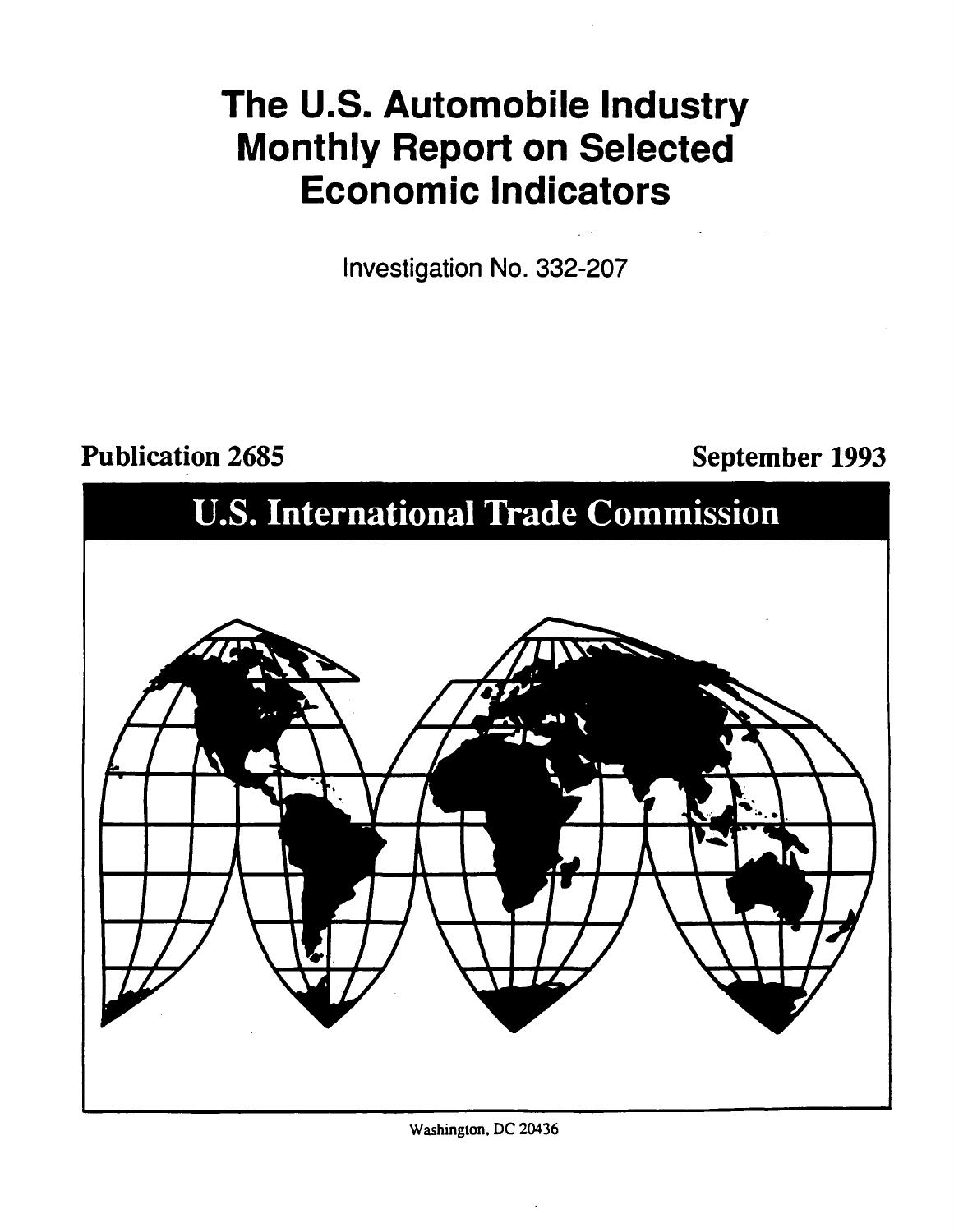# The U.S. Automobile Industry Monthly Report on Selected Economic Indicators

Investigation No. 332-207

**Publication 2685** **September 1993**

## U.S. International Trade Commission

Washington, DC 20436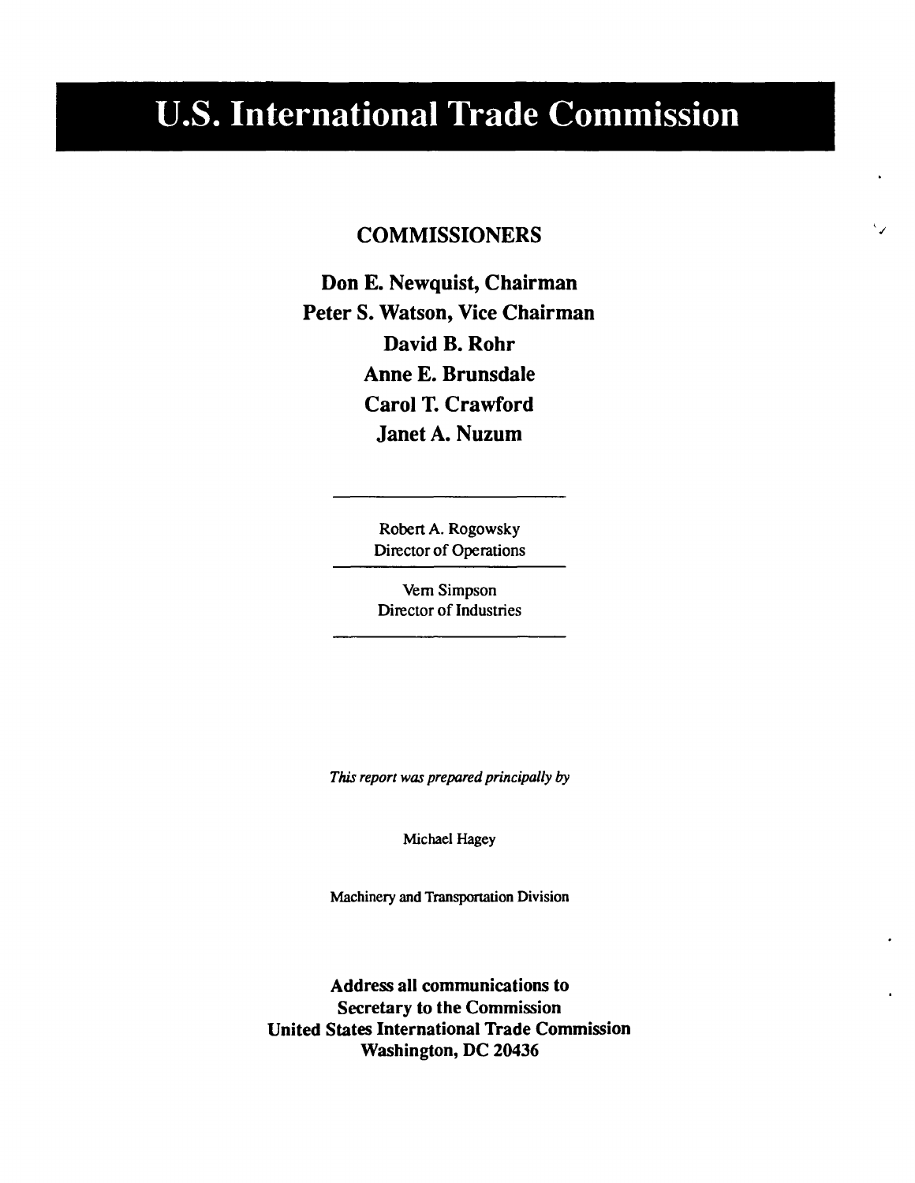# U.S. International Trade Commission

## COMMISSIONERS

**Don E. Newquist, Chairman**
**Peter S. Watson, Vice Chairman**
**David B. Rohr**
**Anne E. Brunsdale**
**Carol T. Crawford**
**Janet A. Nuzum**

---

Robert A. Rogowsky
Director of Operations

---

Vern Simpson
Director of Industries

---

*This report was prepared principally by*

Michael Hagey

Machinery and Transportation Division

**Address all communications to**
**Secretary to the Commission**
**United States International Trade Commission**
**Washington, DC 20436**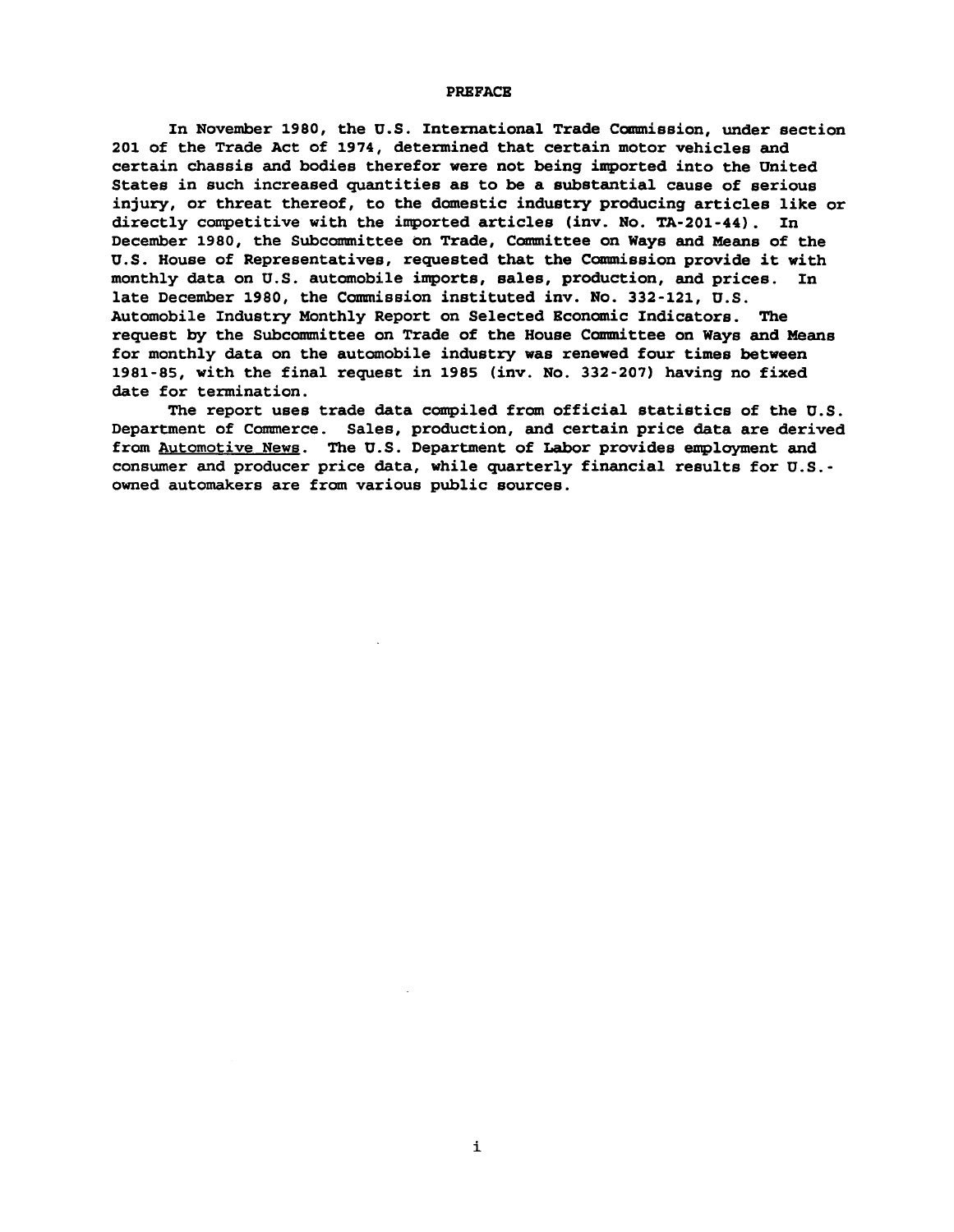# PREFACE

In November 1980, the U.S. International Trade Commission, under section 201 of the Trade Act of 1974, determined that certain motor vehicles and certain chassis and bodies therefor were not being imported into the United States in such increased quantities as to be a substantial cause of serious injury, or threat thereof, to the domestic industry producing articles like or directly competitive with the imported articles (inv. No. TA-201-44). In December 1980, the Subcommittee on Trade, Committee on Ways and Means of the U.S. House of Representatives, requested that the Commission provide it with monthly data on U.S. automobile imports, sales, production, and prices. In late December 1980, the Commission instituted inv. No. 332-121, U.S. Automobile Industry Monthly Report on Selected Economic Indicators. The request by the Subcommittee on Trade of the House Committee on Ways and Means for monthly data on the automobile industry was renewed four times between 1981-85, with the final request in 1985 (inv. No. 332-207) having no fixed date for termination.

The report uses trade data compiled from official statistics of the U.S. Department of Commerce. Sales, production, and certain price data are derived from Automotive News. The U.S. Department of Labor provides employment and consumer and producer price data, while quarterly financial results for U.S.-owned automakers are from various public sources.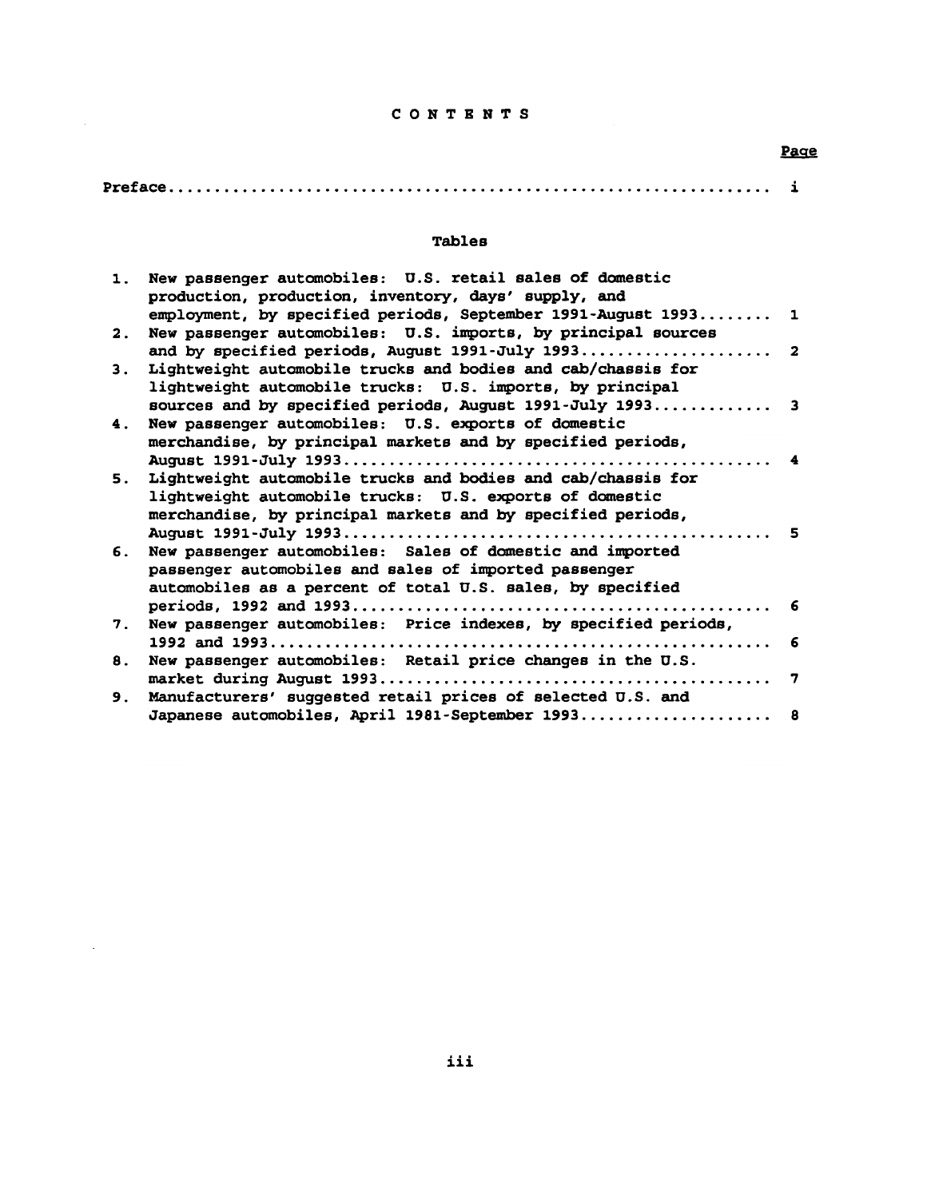# CONTENTS

| | Page |
|---|---|
| Preface | i |

## Tables

| | | |
|---|---|---|
| 1. | New passenger automobiles: U.S. retail sales of domestic production, production, inventory, days' supply, and employment, by specified periods, September 1991-August 1993 | 1 |
| 2. | New passenger automobiles: U.S. imports, by principal sources and by specified periods, August 1991-July 1993 | 2 |
| 3. | Lightweight automobile trucks and bodies and cab/chassis for lightweight automobile trucks: U.S. imports, by principal sources and by specified periods, August 1991-July 1993 | 3 |
| 4. | New passenger automobiles: U.S. exports of domestic merchandise, by principal markets and by specified periods, August 1991-July 1993 | 4 |
| 5. | Lightweight automobile trucks and bodies and cab/chassis for lightweight automobile trucks: U.S. exports of domestic merchandise, by principal markets and by specified periods, August 1991-July 1993 | 5 |
| 6. | New passenger automobiles: Sales of domestic and imported passenger automobiles and sales of imported passenger automobiles as a percent of total U.S. sales, by specified periods, 1992 and 1993 | 6 |
| 7. | New passenger automobiles: Price indexes, by specified periods, 1992 and 1993 | 6 |
| 8. | New passenger automobiles: Retail price changes in the U.S. market during August 1993 | 7 |
| 9. | Manufacturers' suggested retail prices of selected U.S. and Japanese automobiles, April 1981-September 1993 | 8 |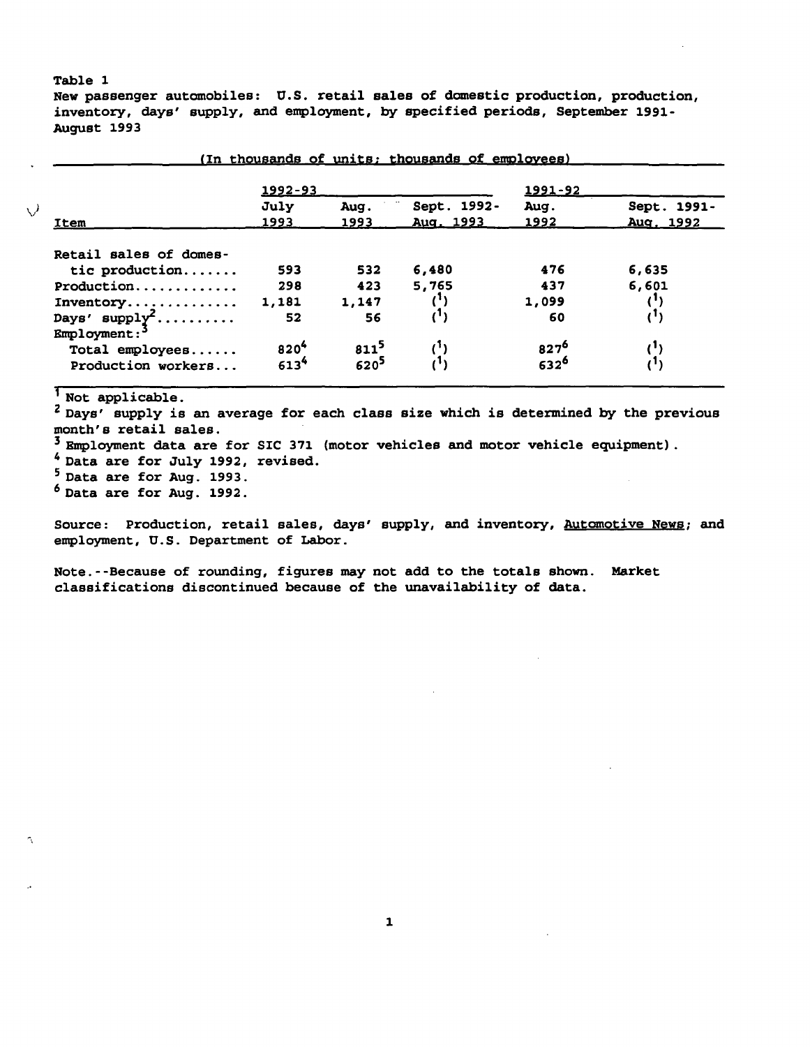Table 1

New passenger automobiles: U.S. retail sales of domestic production, production, inventory, days' supply, and employment, by specified periods, September 1991-August 1993

(In thousands of units; thousands of employees)

| Item | 1992-93 | | | 1991-92 | |
|---|---|---|---|---|---|
| | July 1993 | Aug. 1993 | Sept. 1992-Aug. 1993 | Aug. 1992 | Sept. 1991-Aug. 1992 |
| Retail sales of domestic production....... | 593 | 532 | 6,480 | 476 | 6,635 |
| Production............. | 298 | 423 | 5,765 | 437 | 6,601 |
| Inventory.............. | 1,181 | 1,147 | (1) | 1,099 | (1) |
| Days' supply[2].......... | 52 | 56 | (1) | 60 | (1) |
| Employment:[3] | | | | | |
| Total employees...... | 820[4] | 811[5] | (1) | 827[6] | (1) |
| Production workers... | 613[4] | 620[5] | (1) | 632[6] | (1) |

[1] Not applicable.
[2] Days' supply is an average for each class size which is determined by the previous month's retail sales.
[3] Employment data are for SIC 371 (motor vehicles and motor vehicle equipment).
[4] Data are for July 1992, revised.
[5] Data are for Aug. 1993.
[6] Data are for Aug. 1992.

Source: Production, retail sales, days' supply, and inventory, Automotive News; and employment, U.S. Department of Labor.

Note.--Because of rounding, figures may not add to the totals shown. Market classifications discontinued because of the unavailability of data.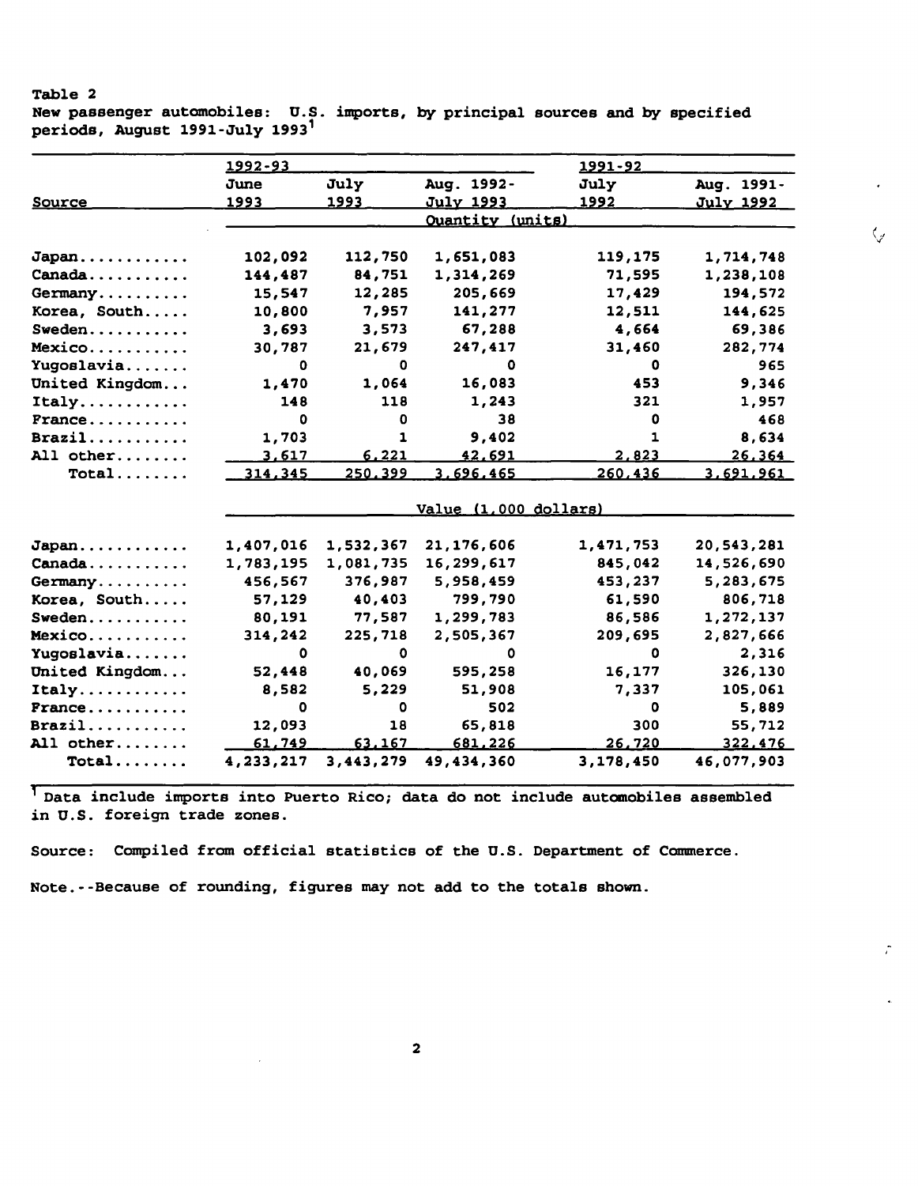Table 2

New passenger automobiles: U.S. imports, by principal sources and by specified periods, August 1991-July 1993[1]

| Source | 1992-93 June 1993 | July 1993 | Aug. 1992-July 1993 | 1991-92 July 1992 | Aug. 1991-July 1992 |
|---|---|---|---|---|---|
| | Quantity (units) | | | | |
| Japan | 102,092 | 112,750 | 1,651,083 | 119,175 | 1,714,748 |
| Canada | 144,487 | 84,751 | 1,314,269 | 71,595 | 1,238,108 |
| Germany | 15,547 | 12,285 | 205,669 | 17,429 | 194,572 |
| Korea, South | 10,800 | 7,957 | 141,277 | 12,511 | 144,625 |
| Sweden | 3,693 | 3,573 | 67,288 | 4,664 | 69,386 |
| Mexico | 30,787 | 21,679 | 247,417 | 31,460 | 282,774 |
| Yugoslavia | 0 | 0 | 0 | 0 | 965 |
| United Kingdom | 1,470 | 1,064 | 16,083 | 453 | 9,346 |
| Italy | 148 | 118 | 1,243 | 321 | 1,957 |
| France | 0 | 0 | 38 | 0 | 468 |
| Brazil | 1,703 | 1 | 9,402 | 1 | 8,634 |
| All other | 3,617 | 6,221 | 42,691 | 2,823 | 26,364 |
| Total | 314,345 | 250,399 | 3,696,465 | 260,436 | 3,691,961 |
| | Value (1,000 dollars) | | | | |
| Japan | 1,407,016 | 1,532,367 | 21,176,606 | 1,471,753 | 20,543,281 |
| Canada | 1,783,195 | 1,081,735 | 16,299,617 | 845,042 | 14,526,690 |
| Germany | 456,567 | 376,987 | 5,958,459 | 453,237 | 5,283,675 |
| Korea, South | 57,129 | 40,403 | 799,790 | 61,590 | 806,718 |
| Sweden | 80,191 | 77,587 | 1,299,783 | 86,586 | 1,272,137 |
| Mexico | 314,242 | 225,718 | 2,505,367 | 209,695 | 2,827,666 |
| Yugoslavia | 0 | 0 | 0 | 0 | 2,316 |
| United Kingdom | 52,448 | 40,069 | 595,258 | 16,177 | 326,130 |
| Italy | 8,582 | 5,229 | 51,908 | 7,337 | 105,061 |
| France | 0 | 0 | 502 | 0 | 5,889 |
| Brazil | 12,093 | 18 | 65,818 | 300 | 55,712 |
| All other | 61,749 | 63,167 | 681,226 | 26,720 | 322,476 |
| Total | 4,233,217 | 3,443,279 | 49,434,360 | 3,178,450 | 46,077,903 |

[1] Data include imports into Puerto Rico; data do not include automobiles assembled in U.S. foreign trade zones.

Source: Compiled from official statistics of the U.S. Department of Commerce.

Note.--Because of rounding, figures may not add to the totals shown.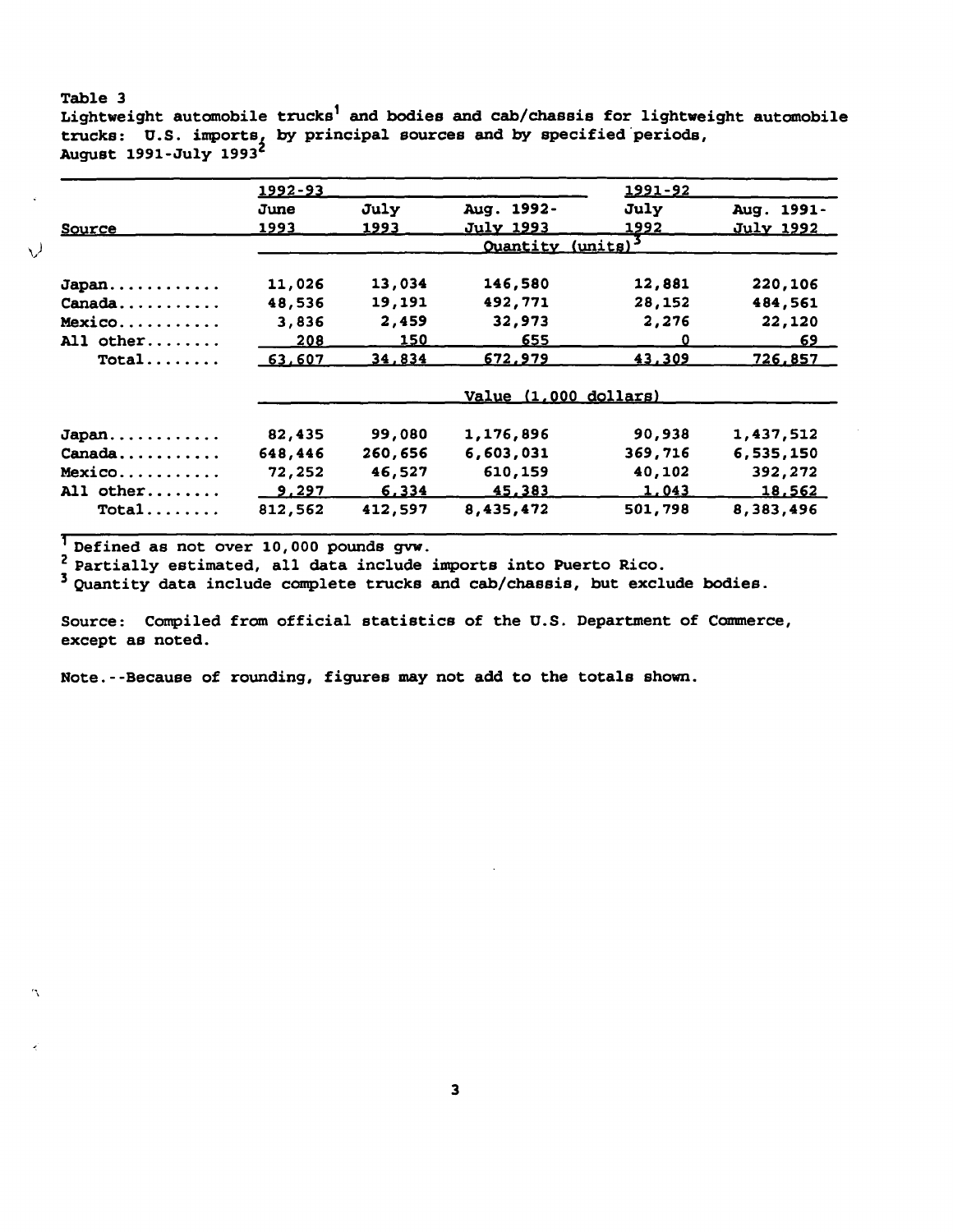Table 3
Lightweight automobile trucks[1] and bodies and cab/chassis for lightweight automobile trucks: U.S. imports, by principal sources and by specified periods, August 1991-July 1993[2]

| | 1992-93 | | | 1991-92 | |
|---|---|---|---|---|---|
| Source | June 1993 | July 1993 | Aug. 1992-July 1993 | July 1992 | Aug. 1991-July 1992 |
| | Quantity (units)[3] | | | | |
| Japan | 11,026 | 13,034 | 146,580 | 12,881 | 220,106 |
| Canada | 48,536 | 19,191 | 492,771 | 28,152 | 484,561 |
| Mexico | 3,836 | 2,459 | 32,973 | 2,276 | 22,120 |
| All other | 208 | 150 | 655 | 0 | 69 |
| Total | 63,607 | 34,834 | 672,979 | 43,309 | 726,857 |
| | Value (1,000 dollars) | | | | |
| Japan | 82,435 | 99,080 | 1,176,896 | 90,938 | 1,437,512 |
| Canada | 648,446 | 260,656 | 6,603,031 | 369,716 | 6,535,150 |
| Mexico | 72,252 | 46,527 | 610,159 | 40,102 | 392,272 |
| All other | 9,297 | 6,334 | 45,383 | 1,043 | 18,562 |
| Total | 812,562 | 412,597 | 8,435,472 | 501,798 | 8,383,496 |

[1] Defined as not over 10,000 pounds gvw.
[2] Partially estimated, all data include imports into Puerto Rico.
[3] Quantity data include complete trucks and cab/chassis, but exclude bodies.

Source: Compiled from official statistics of the U.S. Department of Commerce, except as noted.

Note.--Because of rounding, figures may not add to the totals shown.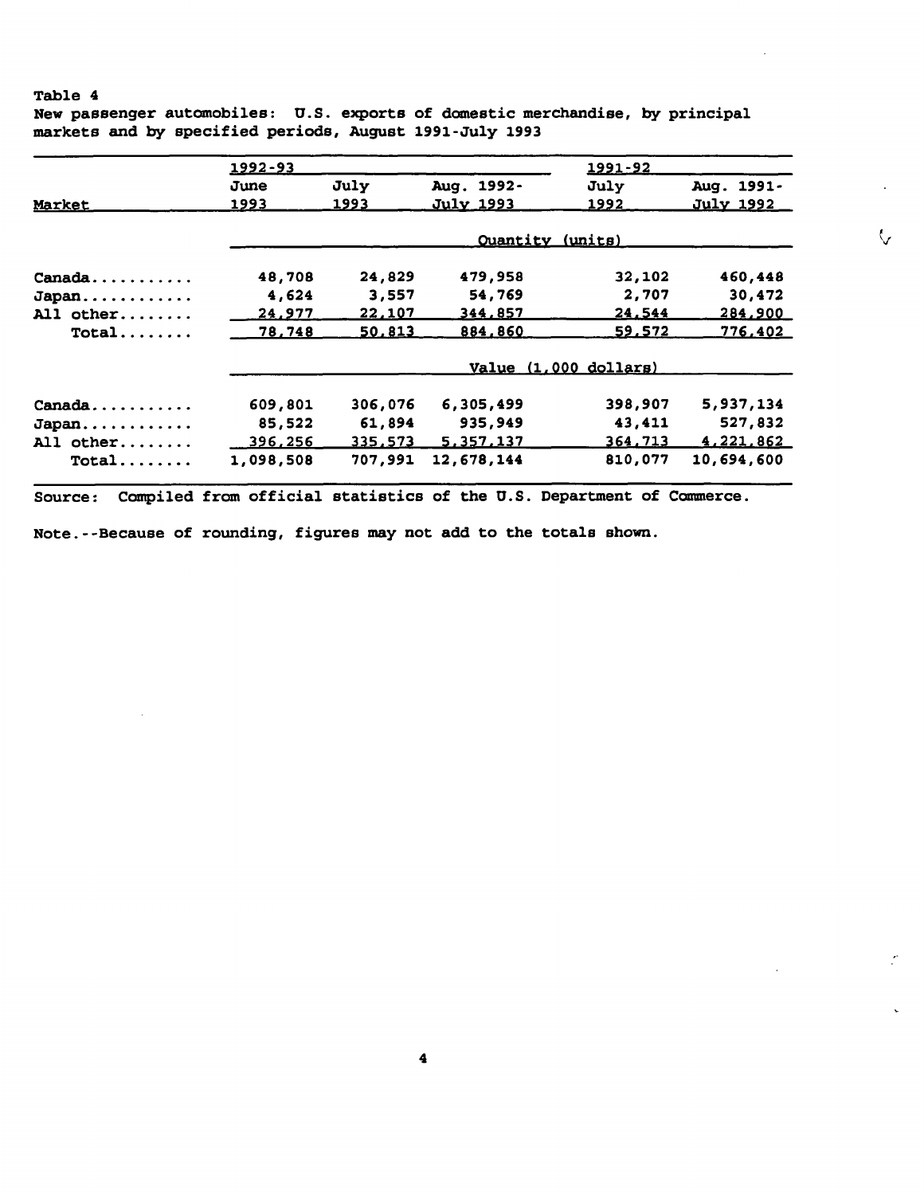Table 4

New passenger automobiles: U.S. exports of domestic merchandise, by principal markets and by specified periods, August 1991-July 1993

| Market | 1992-93 | | | 1991-92 | |
|---|---|---|---|---|---|
| | June 1993 | July 1993 | Aug. 1992-July 1993 | July 1992 | Aug. 1991-July 1992 |
| | Quantity (units) | | | | |
| Canada | 48,708 | 24,829 | 479,958 | 32,102 | 460,448 |
| Japan | 4,624 | 3,557 | 54,769 | 2,707 | 30,472 |
| All other | 24,977 | 22,107 | 344,857 | 24,544 | 284,900 |
| Total | 78,748 | 50,813 | 884,860 | 59,572 | 776,402 |
| | Value (1,000 dollars) | | | | |
| Canada | 609,801 | 306,076 | 6,305,499 | 398,907 | 5,937,134 |
| Japan | 85,522 | 61,894 | 935,949 | 43,411 | 527,832 |
| All other | 396,256 | 335,573 | 5,357,137 | 364,713 | 4,221,862 |
| Total | 1,098,508 | 707,991 | 12,678,144 | 810,077 | 10,694,600 |

Source: Compiled from official statistics of the U.S. Department of Commerce.

Note.--Because of rounding, figures may not add to the totals shown.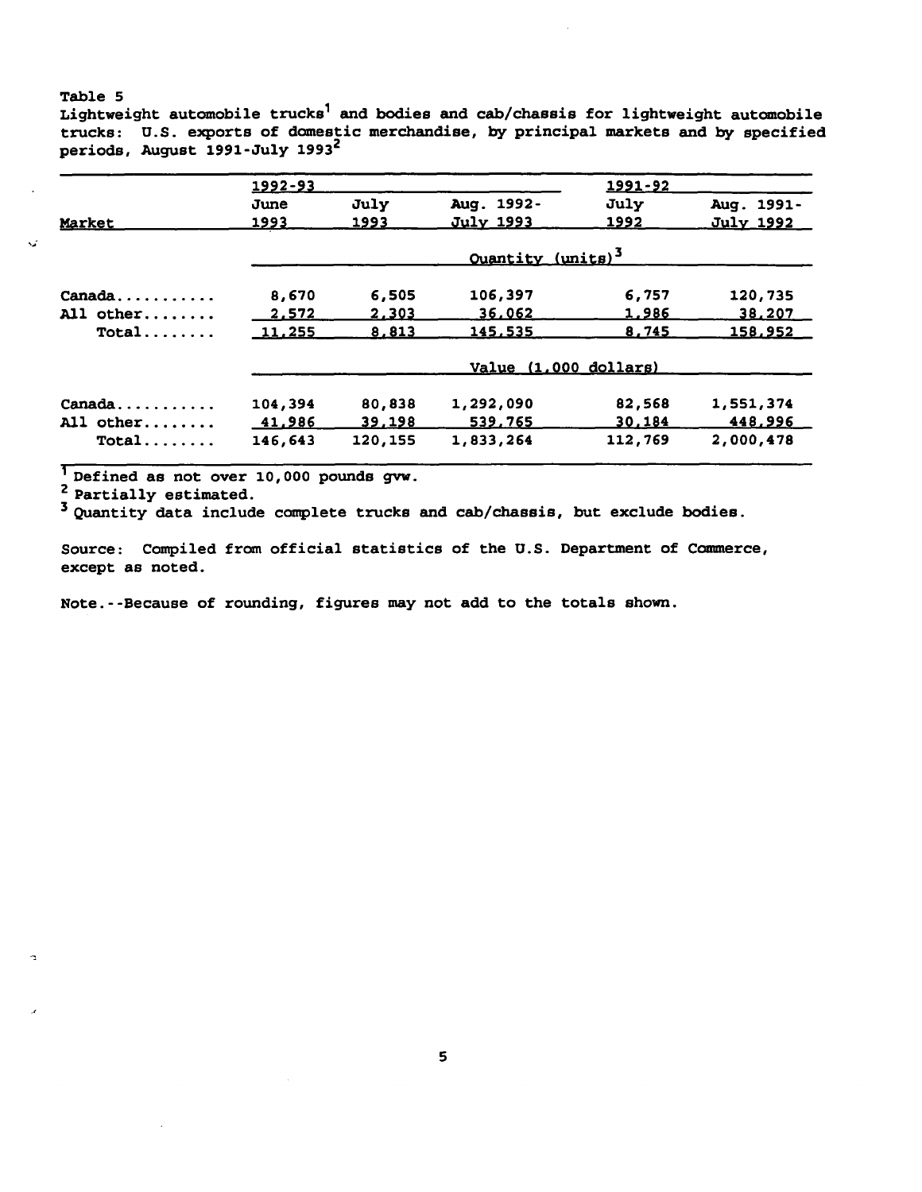Table 5

Lightweight automobile trucks[1] and bodies and cab/chassis for lightweight automobile trucks: U.S. exports of domestic merchandise, by principal markets and by specified periods, August 1991-July 1993[2]

| | 1992-93 | | | 1991-92 | |
|---|---|---|---|---|---|
| Market | June 1993 | July 1993 | Aug. 1992-July 1993 | July 1992 | Aug. 1991-July 1992 |
| | Quantity (units)[3] | | | | |
| Canada........... | 8,670 | 6,505 | 106,397 | 6,757 | 120,735 |
| All other........ | 2,572 | 2,303 | 36,062 | 1,986 | 38,207 |
| Total........ | 11,255 | 8,813 | 145,535 | 8,745 | 158,952 |
| | Value (1,000 dollars) | | | | |
| Canada........... | 104,394 | 80,838 | 1,292,090 | 82,568 | 1,551,374 |
| All other........ | 41,986 | 39,198 | 539,765 | 30,184 | 448,996 |
| Total........ | 146,643 | 120,155 | 1,833,264 | 112,769 | 2,000,478 |

[1] Defined as not over 10,000 pounds gvw.

[2] Partially estimated.

[3] Quantity data include complete trucks and cab/chassis, but exclude bodies.

Source: Compiled from official statistics of the U.S. Department of Commerce, except as noted.

Note.--Because of rounding, figures may not add to the totals shown.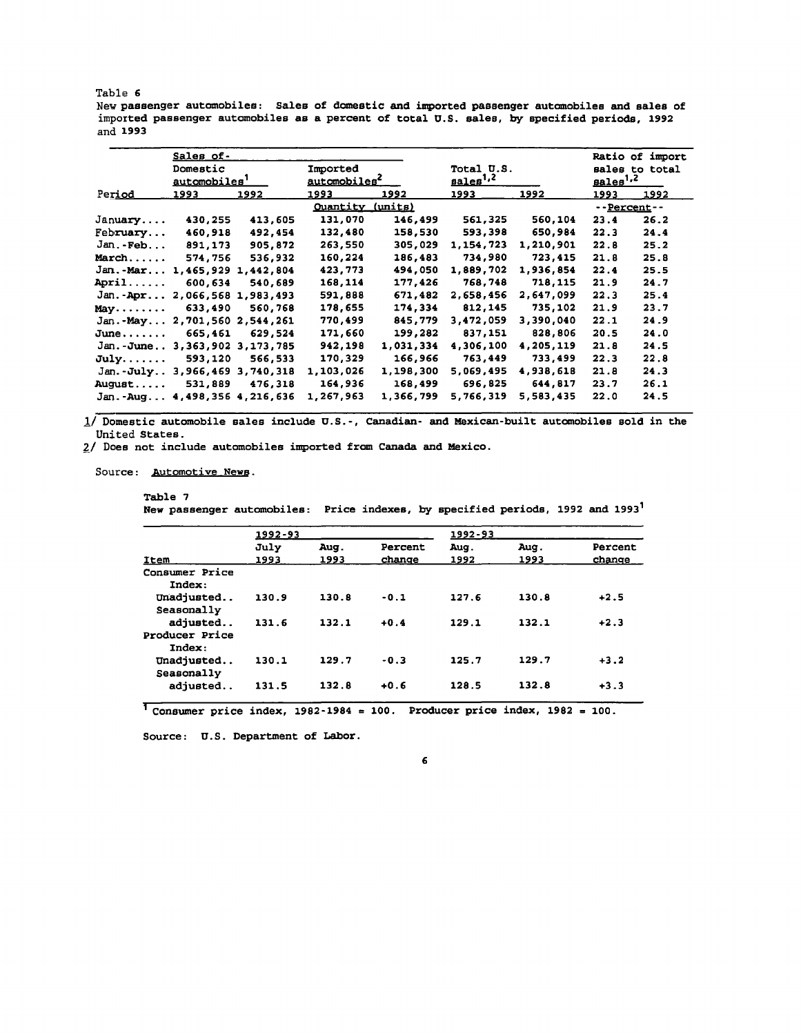Table 6

New passenger automobiles: Sales of domestic and imported passenger automobiles and sales of imported passenger automobiles as a percent of total U.S. sales, by specified periods, 1992 and 1993

| Period | Sales of- Domestic automobiles[1] | | Imported automobiles[2] | | Total U.S. sales[1,2] | | Ratio of import sales to total sales[1,2] | |
|---|---|---|---|---|---|---|---|---|
| | 1993 | 1992 | 1993 | 1992 | 1993 | 1992 | 1993 | 1992 |
| | Quantity (units) | | | | | | --Percent-- | |
| January.... | 430,255 | 413,605 | 131,070 | 146,499 | 561,325 | 560,104 | 23.4 | 26.2 |
| February... | 460,918 | 492,454 | 132,480 | 158,530 | 593,398 | 650,984 | 22.3 | 24.4 |
| Jan.-Feb... | 891,173 | 905,872 | 263,550 | 305,029 | 1,154,723 | 1,210,901 | 22.8 | 25.2 |
| March...... | 574,756 | 536,932 | 160,224 | 186,483 | 734,980 | 723,415 | 21.8 | 25.8 |
| Jan.-Mar... | 1,465,929 | 1,442,804 | 423,773 | 494,050 | 1,889,702 | 1,936,854 | 22.4 | 25.5 |
| April...... | 600,634 | 540,689 | 168,114 | 177,426 | 768,748 | 718,115 | 21.9 | 24.7 |
| Jan.-Apr... | 2,066,568 | 1,983,493 | 591,888 | 671,482 | 2,658,456 | 2,647,099 | 22.3 | 25.4 |
| May........ | 633,490 | 560,768 | 178,655 | 174,334 | 812,145 | 735,102 | 21.9 | 23.7 |
| Jan.-May... | 2,701,560 | 2,544,261 | 770,499 | 845,779 | 3,472,059 | 3,390,040 | 22.1 | 24.9 |
| June....... | 665,461 | 629,524 | 171,660 | 199,282 | 837,151 | 828,806 | 20.5 | 24.0 |
| Jan.-June.. | 3,363,902 | 3,173,785 | 942,198 | 1,031,334 | 4,306,100 | 4,205,119 | 21.8 | 24.5 |
| July....... | 593,120 | 566,533 | 170,329 | 166,966 | 763,449 | 733,499 | 22.3 | 22.8 |
| Jan.-July.. | 3,966,469 | 3,740,318 | 1,103,026 | 1,198,300 | 5,069,495 | 4,938,618 | 21.8 | 24.3 |
| August..... | 531,889 | 476,318 | 164,936 | 168,499 | 696,825 | 644,817 | 23.7 | 26.1 |
| Jan.-Aug... | 4,498,356 | 4,216,636 | 1,267,963 | 1,366,799 | 5,766,319 | 5,583,435 | 22.0 | 24.5 |

1/ Domestic automobile sales include U.S.-, Canadian- and Mexican-built automobiles sold in the United States.

2/ Does not include automobiles imported from Canada and Mexico.

Source: *Automotive News*.

Table 7

New passenger automobiles: Price indexes, by specified periods, 1992 and 1993[1]

| Item | 1992-93 July 1993 | Aug. 1993 | Percent change | 1992-93 Aug. 1992 | Aug. 1993 | Percent change |
|---|---|---|---|---|---|---|
| Consumer Price Index: | | | | | | |
| Unadjusted.. | 130.9 | 130.8 | -0.1 | 127.6 | 130.8 | +2.5 |
| Seasonally adjusted.. | 131.6 | 132.1 | +0.4 | 129.1 | 132.1 | +2.3 |
| Producer Price Index: | | | | | | |
| Unadjusted.. | 130.1 | 129.7 | -0.3 | 125.7 | 129.7 | +3.2 |
| Seasonally adjusted.. | 131.5 | 132.8 | +0.6 | 128.5 | 132.8 | +3.3 |

1 Consumer price index, 1982-1984 = 100. Producer price index, 1982 = 100.

Source: U.S. Department of Labor.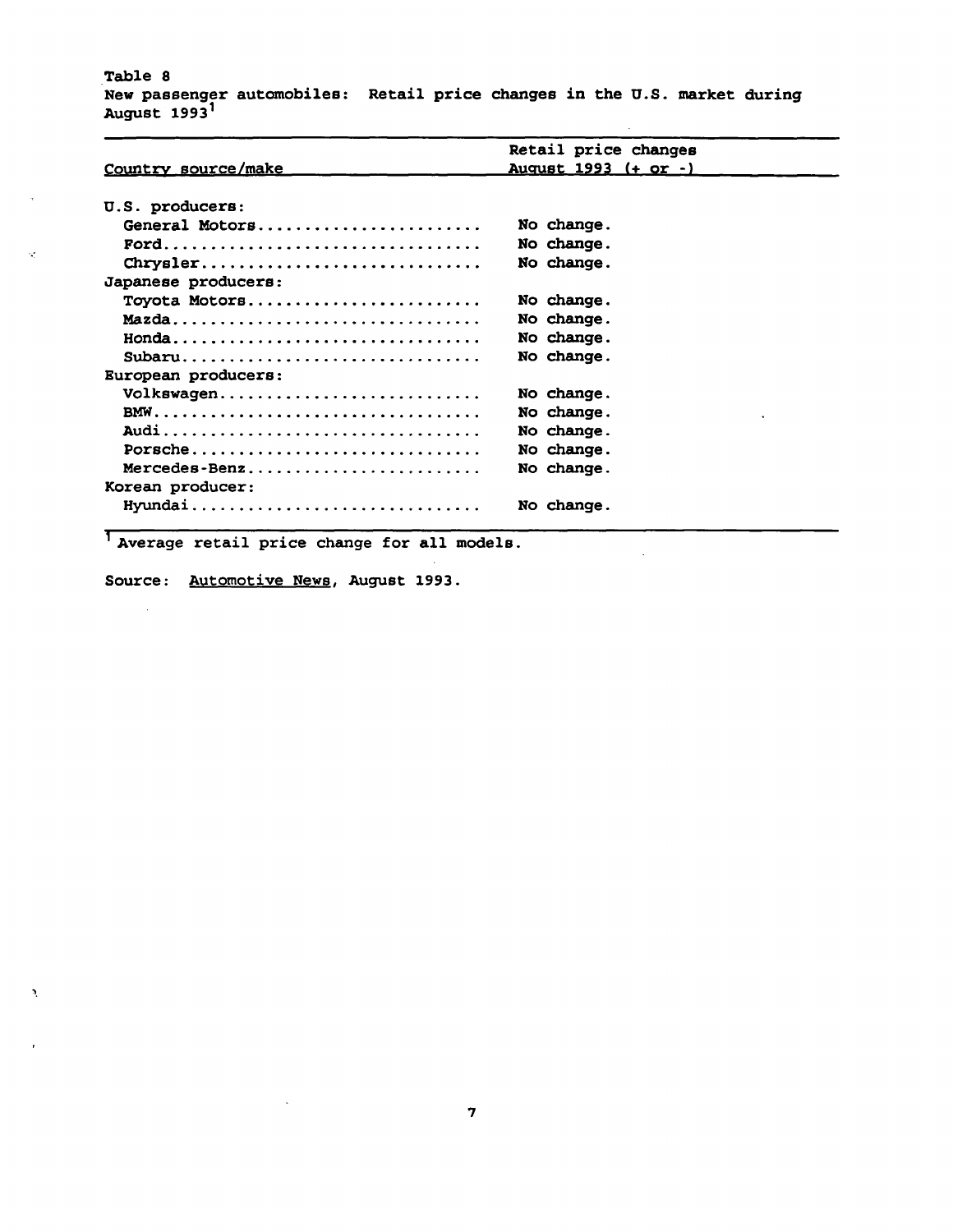Table 8

New passenger automobiles: Retail price changes in the U.S. market during August 1993[1]

| Country source/make | Retail price changes August 1993 (+ or -) |
|---|---|
| U.S. producers: | |
| General Motors | No change. |
| Ford | No change. |
| Chrysler | No change. |
| Japanese producers: | |
| Toyota Motors | No change. |
| Mazda | No change. |
| Honda | No change. |
| Subaru | No change. |
| European producers: | |
| Volkswagen | No change. |
| BMW | No change. |
| Audi | No change. |
| Porsche | No change. |
| Mercedes-Benz | No change. |
| Korean producer: | |
| Hyundai | No change. |

[1] Average retail price change for all models.

Source: Automotive News, August 1993.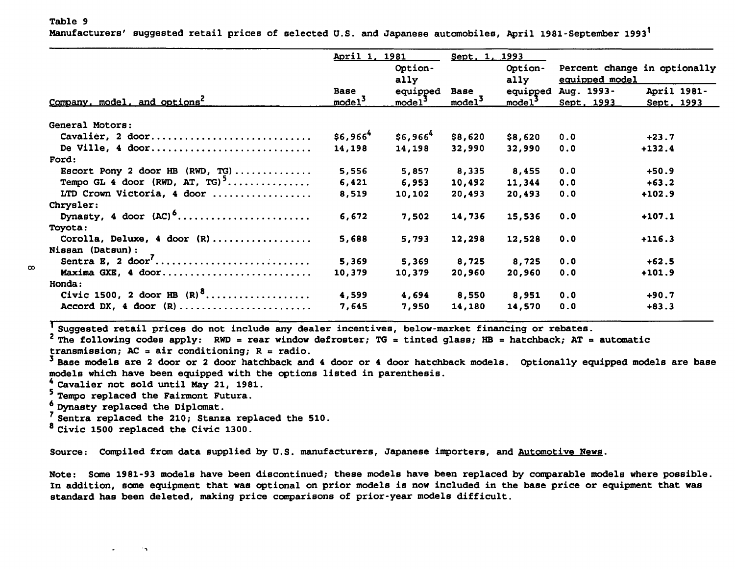Table 9
Manufacturers' suggested retail prices of selected U.S. and Japanese automobiles, April 1981-September 1993[1]

| Company, model, and options[2] | April 1, 1981 | | Sept. 1, 1993 | | Percent change in optionally equipped model | |
|---|---|---|---|---|---|---|
| | Base model[3] | Optionally equipped model[3] | Base model[3] | Optionally equipped model[3] | Aug. 1993-Sept. 1993 | April 1981-Sept. 1993 |
| General Motors: | | | | | | |
| Cavalier, 2 door | $6,966[4] | $6,966[4] | $8,620 | $8,620 | 0.0 | +23.7 |
| De Ville, 4 door | 14,198 | 14,198 | 32,990 | 32,990 | 0.0 | +132.4 |
| Ford: | | | | | | |
| Escort Pony 2 door HB (RWD, TG) | 5,556 | 5,857 | 8,335 | 8,455 | 0.0 | +50.9 |
| Tempo GL 4 door (RWD, AT, TG)[5] | 6,421 | 6,953 | 10,492 | 11,344 | 0.0 | +63.2 |
| LTD Crown Victoria, 4 door | 8,519 | 10,102 | 20,493 | 20,493 | 0.0 | +102.9 |
| Chrysler: | | | | | | |
| Dynasty, 4 door (AC)[6] | 6,672 | 7,502 | 14,736 | 15,536 | 0.0 | +107.1 |
| Toyota: | | | | | | |
| Corolla, Deluxe, 4 door (R) | 5,688 | 5,793 | 12,298 | 12,528 | 0.0 | +116.3 |
| Nissan (Datsun): | | | | | | |
| Sentra E, 2 door[7] | 5,369 | 5,369 | 8,725 | 8,725 | 0.0 | +62.5 |
| Maxima GXE, 4 door | 10,379 | 10,379 | 20,960 | 20,960 | 0.0 | +101.9 |
| Honda: | | | | | | |
| Civic 1500, 2 door HB (R)[8] | 4,599 | 4,694 | 8,550 | 8,951 | 0.0 | +90.7 |
| Accord DX, 4 door (R) | 7,645 | 7,950 | 14,180 | 14,570 | 0.0 | +83.3 |

[1] Suggested retail prices do not include any dealer incentives, below-market financing or rebates.
[2] The following codes apply: RWD = rear window defroster; TG = tinted glass; HB = hatchback; AT = automatic transmission; AC = air conditioning; R = radio.
[3] Base models are 2 door or 2 door hatchback and 4 door or 4 door hatchback models. Optionally equipped models are base models which have been equipped with the options listed in parenthesis.
[4] Cavalier not sold until May 21, 1981.
[5] Tempo replaced the Fairmont Futura.
[6] Dynasty replaced the Diplomat.
[7] Sentra replaced the 210; Stanza replaced the 510.
[8] Civic 1500 replaced the Civic 1300.

Source: Compiled from data supplied by U.S. manufacturers, Japanese importers, and Automotive News.

Note: Some 1981-93 models have been discontinued; these models have been replaced by comparable models where possible. In addition, some equipment that was optional on prior models is now included in the base price or equipment that was standard has been deleted, making price comparisons of prior-year models difficult.